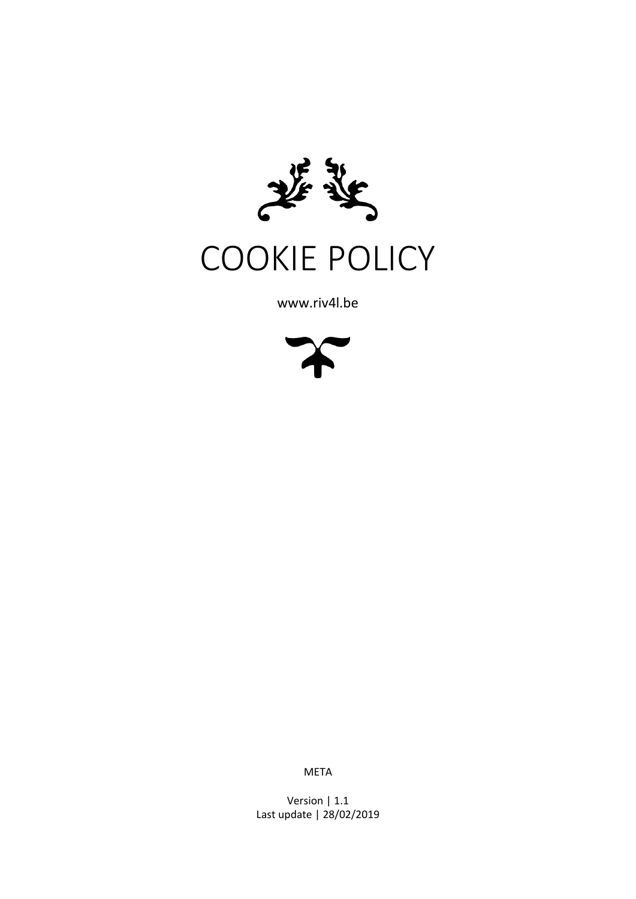# COOKIE POLICY

www.riv4l.be

META

Version | 1.1
Last update | 28/02/2019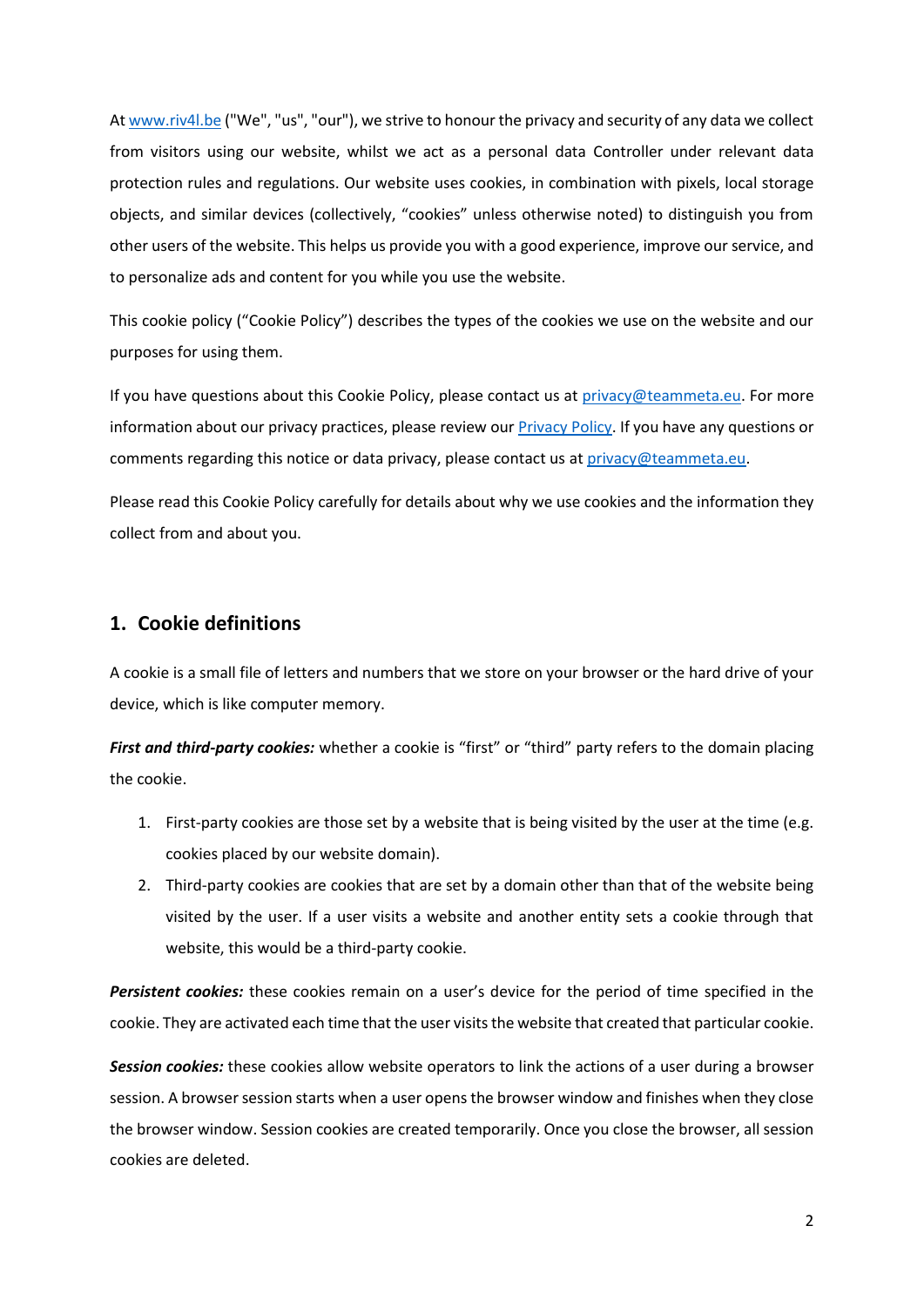At [www.riv4l.be](http://www.riv4l.be) ("We", "us", "our"), we strive to honour the privacy and security of any data we collect from visitors using our website, whilst we act as a personal data Controller under relevant data protection rules and regulations. Our website uses cookies, in combination with pixels, local storage objects, and similar devices (collectively, "cookies" unless otherwise noted) to distinguish you from other users of the website. This helps us provide you with a good experience, improve our service, and to personalize ads and content for you while you use the website.

This cookie policy ("Cookie Policy") describes the types of the cookies we use on the website and our purposes for using them.

If you have questions about this Cookie Policy, please contact us at [privacy@teammeta.eu](mailto:privacy@teammeta.eu). For more information about our privacy practices, please review our [Privacy Policy](). If you have any questions or comments regarding this notice or data privacy, please contact us at [privacy@teammeta.eu](mailto:privacy@teammeta.eu).

Please read this Cookie Policy carefully for details about why we use cookies and the information they collect from and about you.

## 1. Cookie definitions

A cookie is a small file of letters and numbers that we store on your browser or the hard drive of your device, which is like computer memory.

***First and third-party cookies:*** whether a cookie is "first" or "third" party refers to the domain placing the cookie.

1. First-party cookies are those set by a website that is being visited by the user at the time (e.g. cookies placed by our website domain).
2. Third-party cookies are cookies that are set by a domain other than that of the website being visited by the user. If a user visits a website and another entity sets a cookie through that website, this would be a third-party cookie.

***Persistent cookies:*** these cookies remain on a user's device for the period of time specified in the cookie. They are activated each time that the user visits the website that created that particular cookie.

***Session cookies:*** these cookies allow website operators to link the actions of a user during a browser session. A browser session starts when a user opens the browser window and finishes when they close the browser window. Session cookies are created temporarily. Once you close the browser, all session cookies are deleted.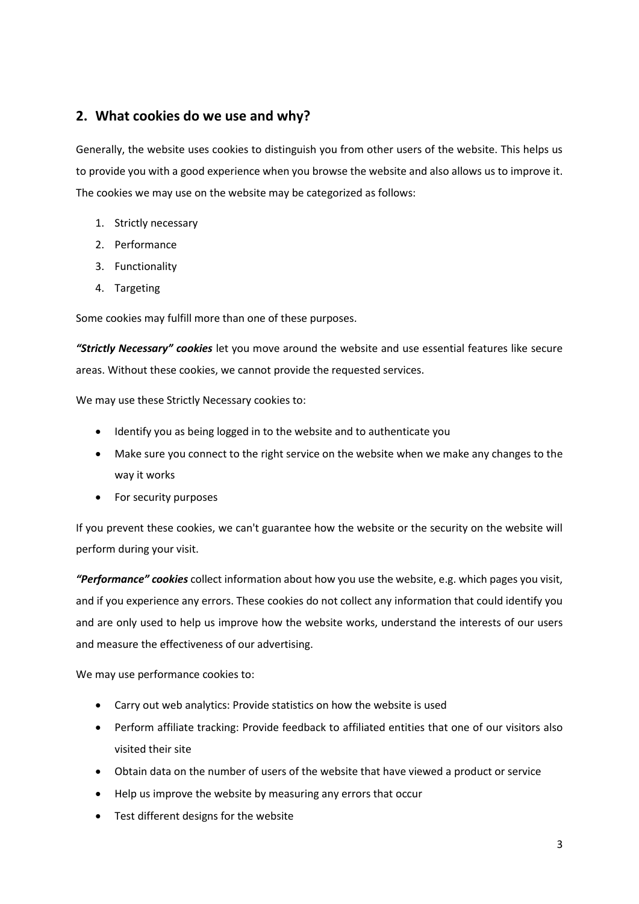## 2. What cookies do we use and why?

Generally, the website uses cookies to distinguish you from other users of the website. This helps us to provide you with a good experience when you browse the website and also allows us to improve it. The cookies we may use on the website may be categorized as follows:

1. Strictly necessary
2. Performance
3. Functionality
4. Targeting

Some cookies may fulfill more than one of these purposes.

***"Strictly Necessary" cookies*** let you move around the website and use essential features like secure areas. Without these cookies, we cannot provide the requested services.

We may use these Strictly Necessary cookies to:

- Identify you as being logged in to the website and to authenticate you
- Make sure you connect to the right service on the website when we make any changes to the way it works
- For security purposes

If you prevent these cookies, we can't guarantee how the website or the security on the website will perform during your visit.

***"Performance" cookies*** collect information about how you use the website, e.g. which pages you visit, and if you experience any errors. These cookies do not collect any information that could identify you and are only used to help us improve how the website works, understand the interests of our users and measure the effectiveness of our advertising.

We may use performance cookies to:

- Carry out web analytics: Provide statistics on how the website is used
- Perform affiliate tracking: Provide feedback to affiliated entities that one of our visitors also visited their site
- Obtain data on the number of users of the website that have viewed a product or service
- Help us improve the website by measuring any errors that occur
- Test different designs for the website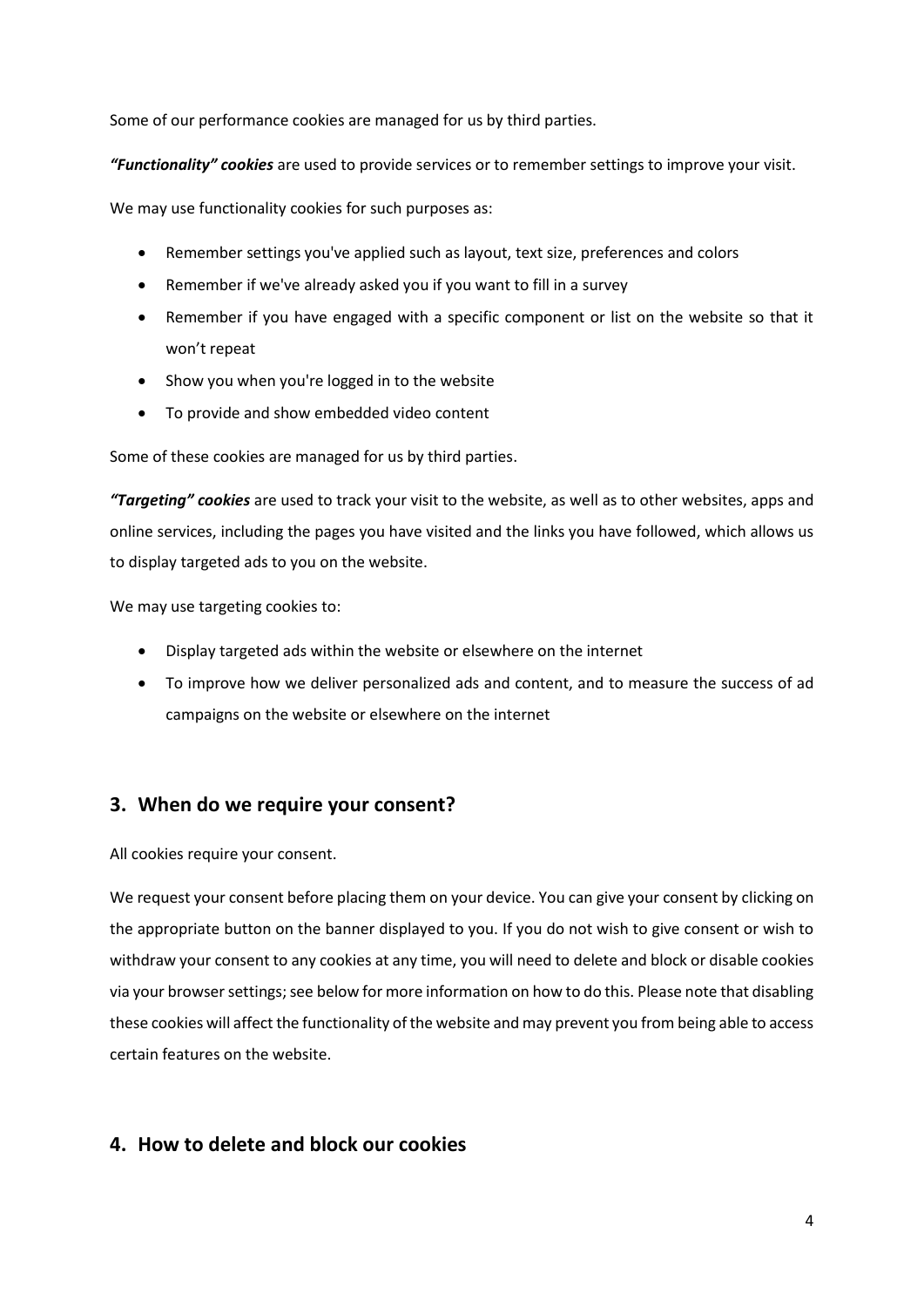Some of our performance cookies are managed for us by third parties.

***"Functionality" cookies*** are used to provide services or to remember settings to improve your visit.

We may use functionality cookies for such purposes as:

- Remember settings you've applied such as layout, text size, preferences and colors
- Remember if we've already asked you if you want to fill in a survey
- Remember if you have engaged with a specific component or list on the website so that it won't repeat
- Show you when you're logged in to the website
- To provide and show embedded video content

Some of these cookies are managed for us by third parties.

***"Targeting" cookies*** are used to track your visit to the website, as well as to other websites, apps and online services, including the pages you have visited and the links you have followed, which allows us to display targeted ads to you on the website.

We may use targeting cookies to:

- Display targeted ads within the website or elsewhere on the internet
- To improve how we deliver personalized ads and content, and to measure the success of ad campaigns on the website or elsewhere on the internet

## 3. When do we require your consent?

All cookies require your consent.

We request your consent before placing them on your device. You can give your consent by clicking on the appropriate button on the banner displayed to you. If you do not wish to give consent or wish to withdraw your consent to any cookies at any time, you will need to delete and block or disable cookies via your browser settings; see below for more information on how to do this. Please note that disabling these cookies will affect the functionality of the website and may prevent you from being able to access certain features on the website.

## 4. How to delete and block our cookies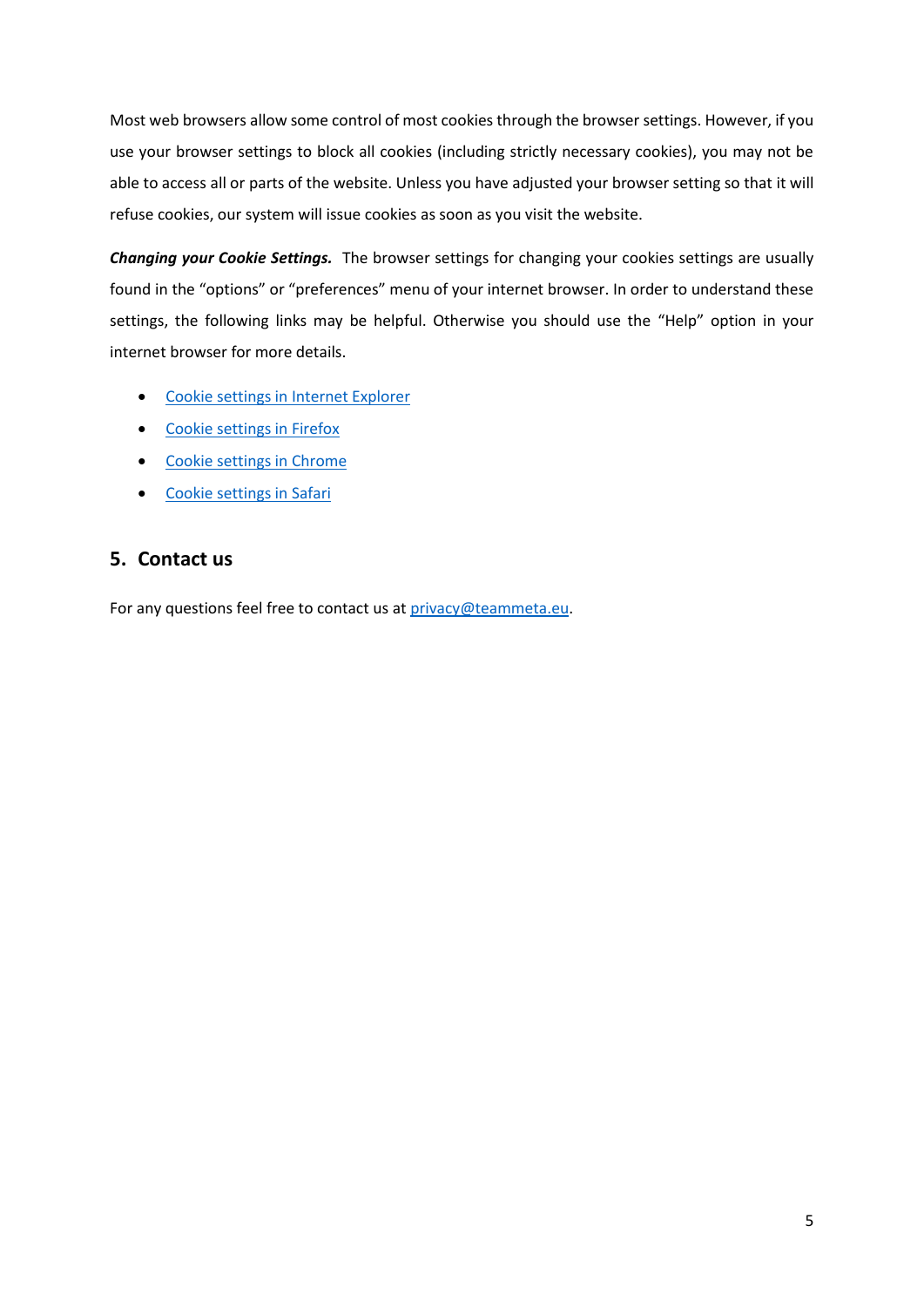Most web browsers allow some control of most cookies through the browser settings. However, if you use your browser settings to block all cookies (including strictly necessary cookies), you may not be able to access all or parts of the website. Unless you have adjusted your browser setting so that it will refuse cookies, our system will issue cookies as soon as you visit the website.

***Changing your Cookie Settings.*** The browser settings for changing your cookies settings are usually found in the "options" or "preferences" menu of your internet browser. In order to understand these settings, the following links may be helpful. Otherwise you should use the "Help" option in your internet browser for more details.

- Cookie settings in Internet Explorer
- Cookie settings in Firefox
- Cookie settings in Chrome
- Cookie settings in Safari

## 5. Contact us

For any questions feel free to contact us at privacy@teammeta.eu.